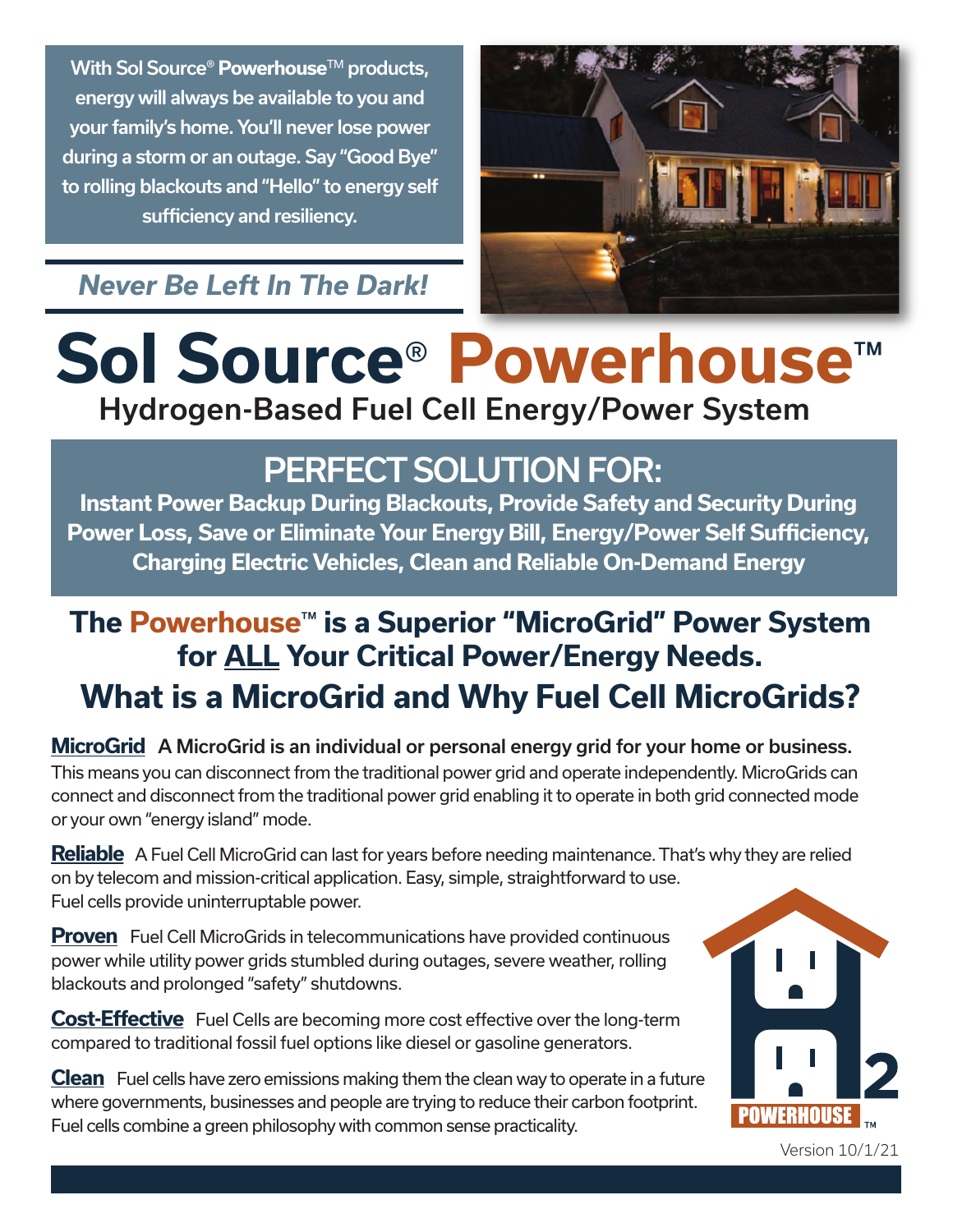With Sol Source® **Powerhouse**™ products, energy will always be available to you and your family's home. You'll never lose power during a storm or an outage. Say "Good Bye" to rolling blackouts and "Hello" to energy self sufficiency and resiliency.

***Never Be Left In The Dark!***

# Sol Source® Powerhouse™

## Hydrogen-Based Fuel Cell Energy/Power System

## PERFECT SOLUTION FOR:

**Instant Power Backup During Blackouts, Provide Safety and Security During Power Loss, Save or Eliminate Your Energy Bill, Energy/Power Self Sufficiency, Charging Electric Vehicles, Clean and Reliable On-Demand Energy**

## The Powerhouse™ is a Superior "MicroGrid" Power System for ALL Your Critical Power/Energy Needs.

## What is a MicroGrid and Why Fuel Cell MicroGrids?

**MicroGrid** **A MicroGrid is an individual or personal energy grid for your home or business.** This means you can disconnect from the traditional power grid and operate independently. MicroGrids can connect and disconnect from the traditional power grid enabling it to operate in both grid connected mode or your own "energy island" mode.

**Reliable** A Fuel Cell MicroGrid can last for years before needing maintenance. That's why they are relied on by telecom and mission-critical application. Easy, simple, straightforward to use. Fuel cells provide uninterruptable power.

**Proven** Fuel Cell MicroGrids in telecommunications have provided continuous power while utility power grids stumbled during outages, severe weather, rolling blackouts and prolonged "safety" shutdowns.

**Cost-Effective** Fuel Cells are becoming more cost effective over the long-term compared to traditional fossil fuel options like diesel or gasoline generators.

**Clean** Fuel cells have zero emissions making them the clean way to operate in a future where governments, businesses and people are trying to reduce their carbon footprint. Fuel cells combine a green philosophy with common sense practicality.

Version 10/1/21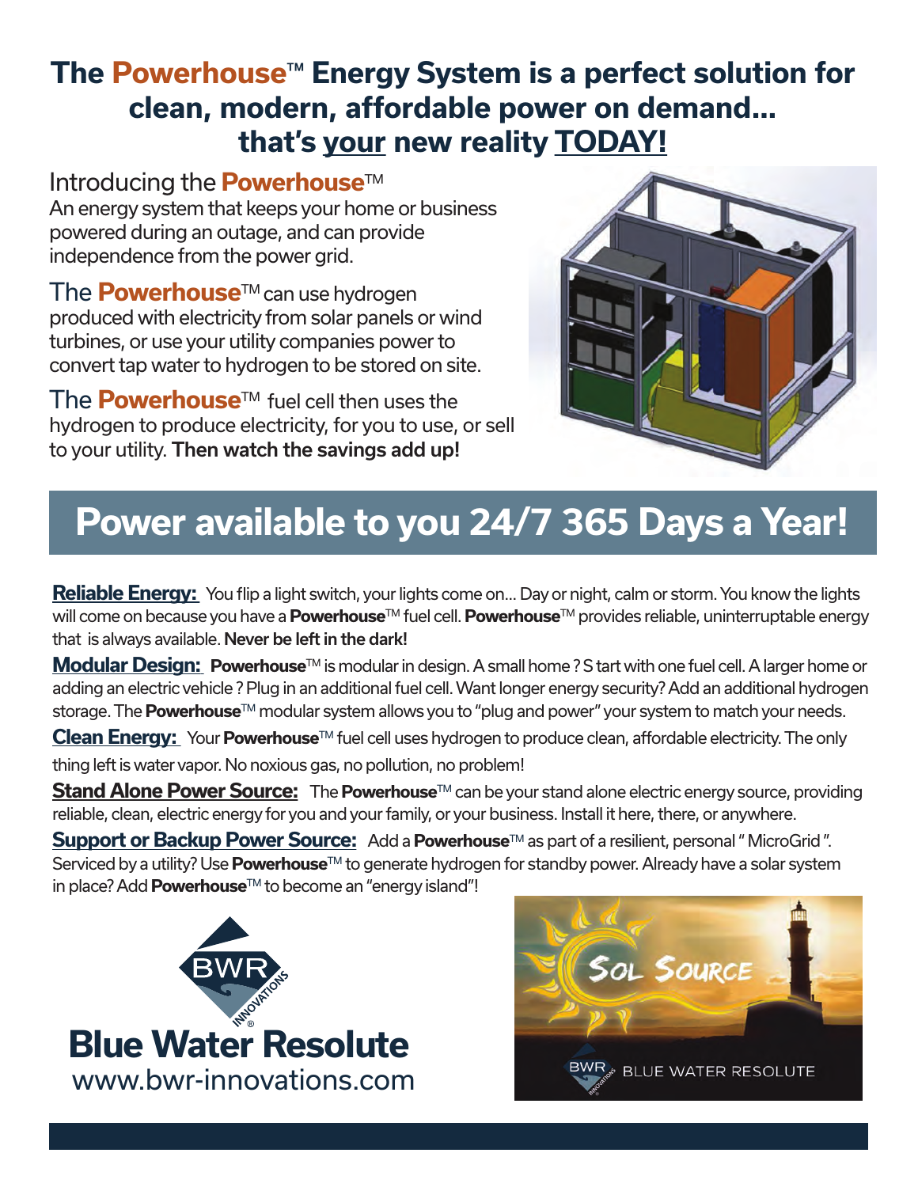# The Powerhouse™ Energy System is a perfect solution for clean, modern, affordable power on demand... that's your new reality TODAY!

## Introducing the Powerhouse™

An energy system that keeps your home or business powered during an outage, and can provide independence from the power grid.

The **Powerhouse**™ can use hydrogen produced with electricity from solar panels or wind turbines, or use your utility companies power to convert tap water to hydrogen to be stored on site.

The **Powerhouse**™ fuel cell then uses the hydrogen to produce electricity, for you to use, or sell to your utility. **Then watch the savings add up!**

## Power available to you 24/7 365 Days a Year!

**Reliable Energy:** You flip a light switch, your lights come on... Day or night, calm or storm. You know the lights will come on because you have a **Powerhouse**™ fuel cell. **Powerhouse**™ provides reliable, uninterruptable energy that is always available. **Never be left in the dark!**

**Modular Design:** **Powerhouse**™ is modular in design. A small home ? S tart with one fuel cell. A larger home or adding an electric vehicle ? Plug in an additional fuel cell. Want longer energy security? Add an additional hydrogen storage. The **Powerhouse**™ modular system allows you to "plug and power" your system to match your needs.

**Clean Energy:** Your **Powerhouse**™ fuel cell uses hydrogen to produce clean, affordable electricity. The only thing left is water vapor. No noxious gas, no pollution, no problem!

**Stand Alone Power Source:** The **Powerhouse**™ can be your stand alone electric energy source, providing reliable, clean, electric energy for you and your family, or your business. Install it here, there, or anywhere.

**Support or Backup Power Source:** Add a **Powerhouse**™ as part of a resilient, personal " MicroGrid ". Serviced by a utility? Use **Powerhouse**™ to generate hydrogen for standby power. Already have a solar system in place? Add **Powerhouse**™ to become an "energy island"!

BWR INNOVATIONS®

**Blue Water Resolute**

www.bwr-innovations.com

SOL SOURCE

BWR INNOVATIONS BLUE WATER RESOLUTE